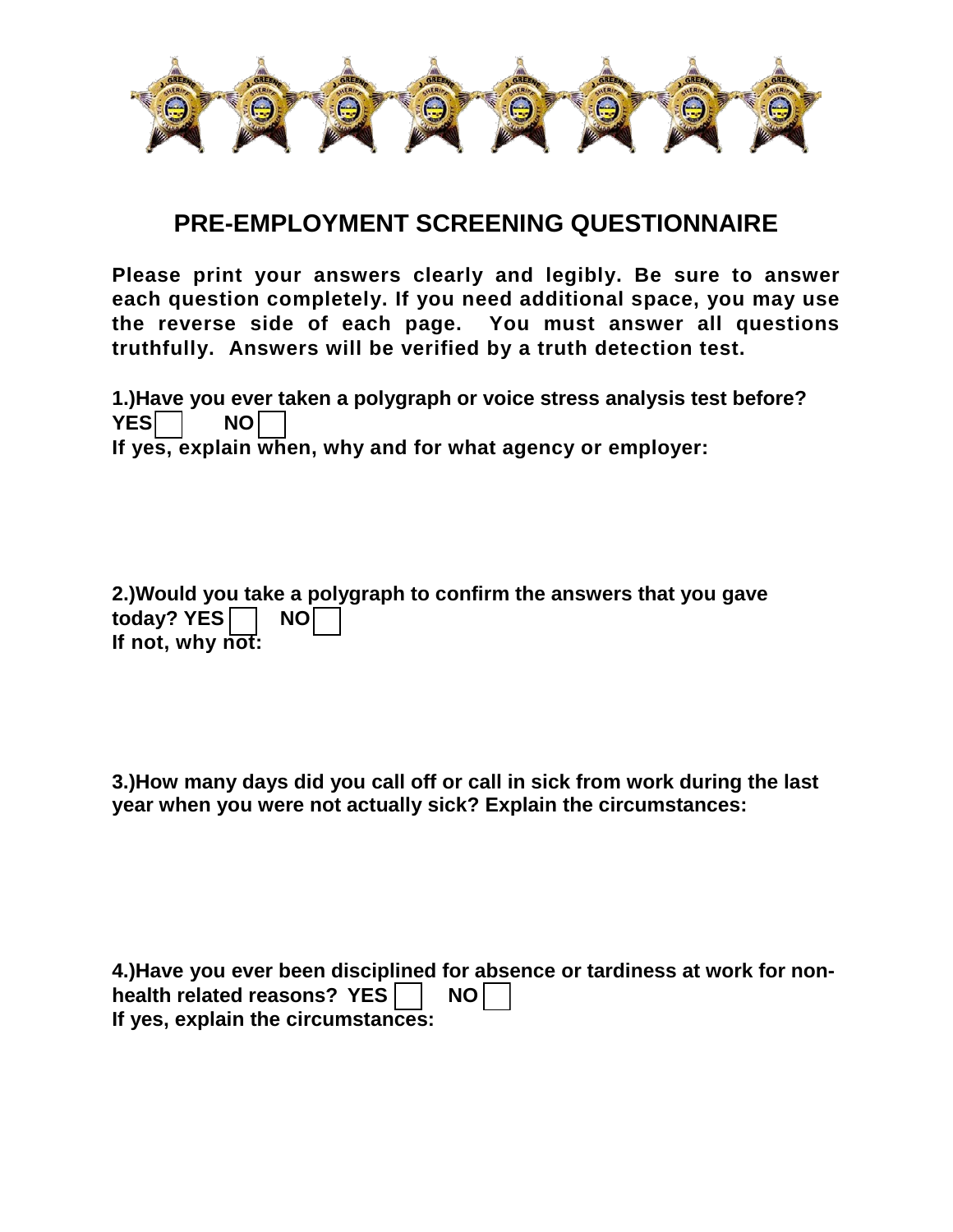# PRE-EMPLOYMENT SCREENING QUESTIONNAIRE

**Please print your answers clearly and legibly. Be sure to answer each question completely. If you need additional space, you may use the reverse side of each page. You must answer all questions truthfully. Answers will be verified by a truth detection test.**

**1.)Have you ever taken a polygraph or voice stress analysis test before?**
**YES ☐ NO ☐**
**If yes, explain when, why and for what agency or employer:**

**2.)Would you take a polygraph to confirm the answers that you gave today? YES ☐ NO ☐**
**If not, why not:**

**3.)How many days did you call off or call in sick from work during the last year when you were not actually sick? Explain the circumstances:**

**4.)Have you ever been disciplined for absence or tardiness at work for non-health related reasons? YES ☐ NO ☐**
**If yes, explain the circumstances:**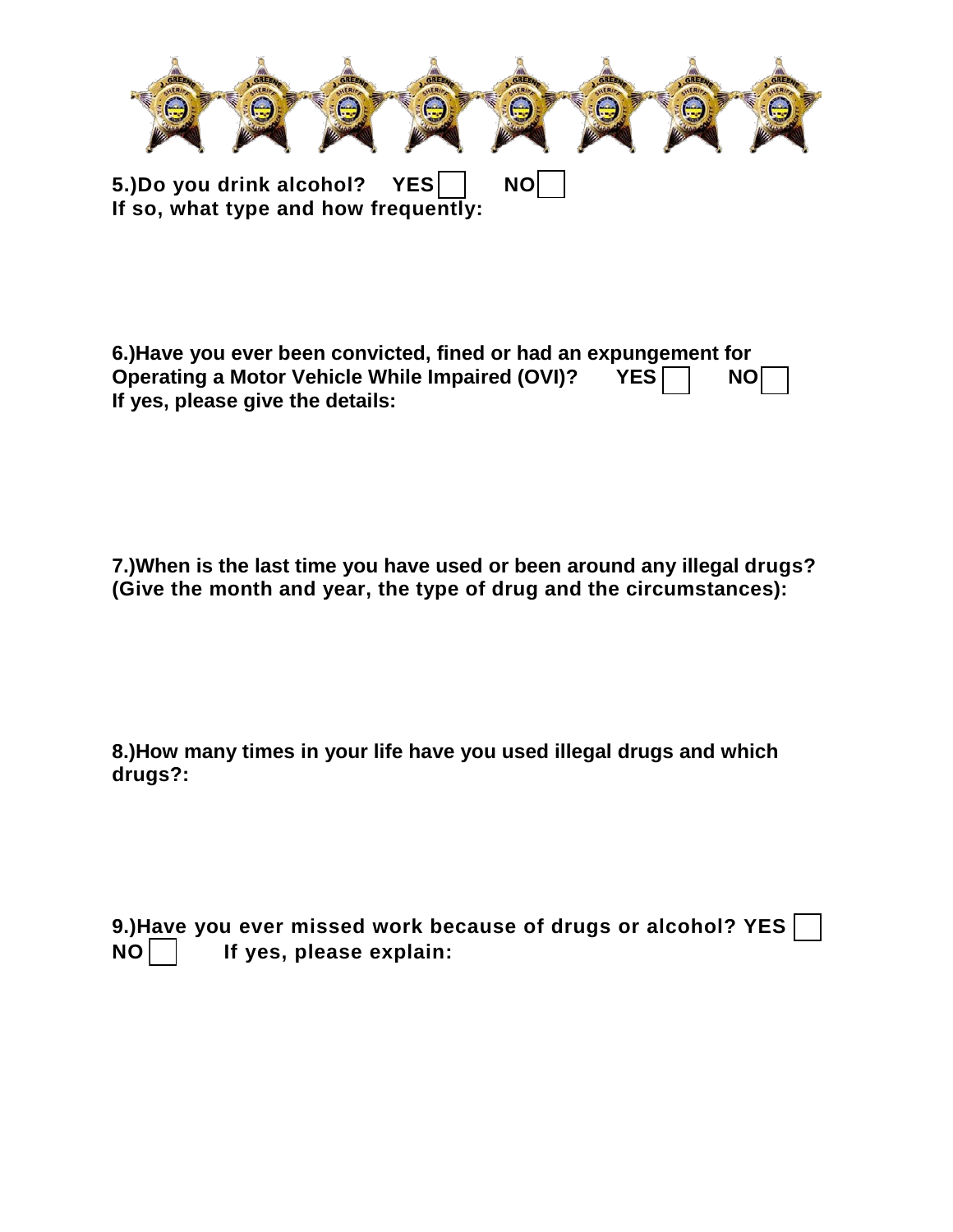**5.)Do you drink alcohol? YES ☐ NO ☐**
**If so, what type and how frequently:**

**6.)Have you ever been convicted, fined or had an expungement for Operating a Motor Vehicle While Impaired (OVI)? YES ☐ NO ☐**
**If yes, please give the details:**

**7.)When is the last time you have used or been around any illegal drugs? (Give the month and year, the type of drug and the circumstances):**

**8.)How many times in your life have you used illegal drugs and which drugs?:**

**9.)Have you ever missed work because of drugs or alcohol? YES ☐ NO ☐ If yes, please explain:**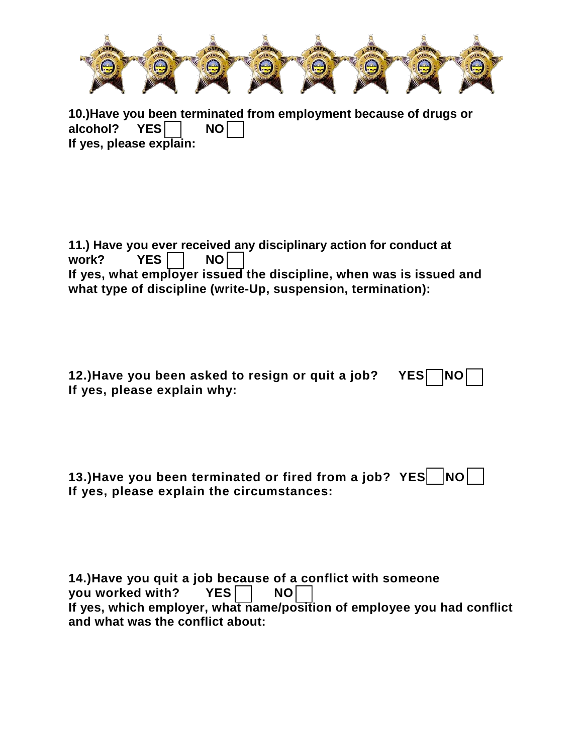**10.)Have you been terminated from employment because of drugs or alcohol? YES ☐ NO ☐**
**If yes, please explain:**

**11.) Have you ever received any disciplinary action for conduct at work? YES ☐ NO ☐**
**If yes, what employer issued the discipline, when was is issued and what type of discipline (write-Up, suspension, termination):**

**12.)Have you been asked to resign or quit a job? YES ☐ NO ☐**
**If yes, please explain why:**

**13.)Have you been terminated or fired from a job? YES ☐ NO ☐**
**If yes, please explain the circumstances:**

**14.)Have you quit a job because of a conflict with someone you worked with? YES ☐ NO ☐**
**If yes, which employer, what name/position of employee you had conflict and what was the conflict about:**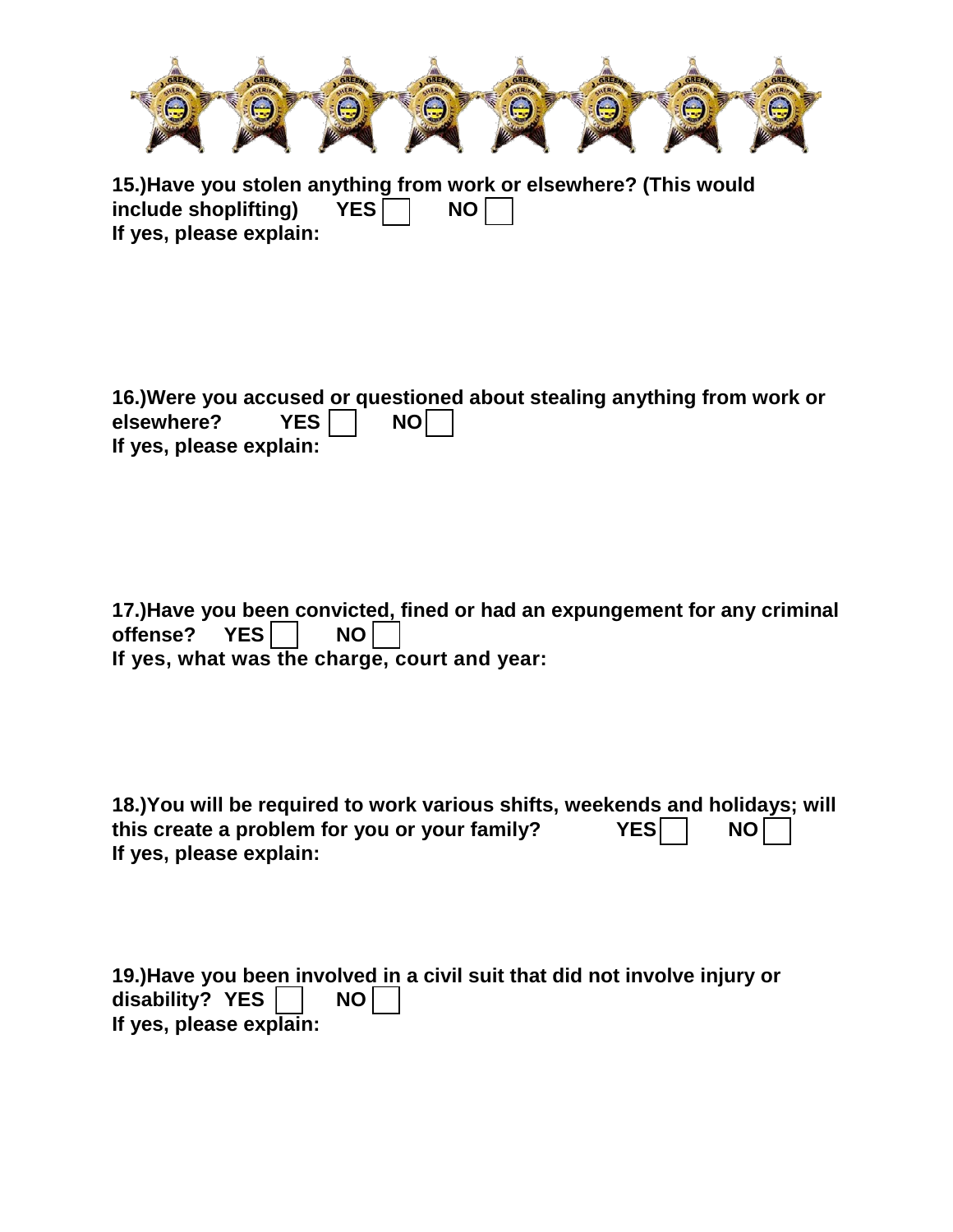**15.)Have you stolen anything from work or elsewhere? (This would include shoplifting)** **YES** ☐ **NO** ☐

**If yes, please explain:**

**16.)Were you accused or questioned about stealing anything from work or elsewhere?** **YES** ☐ **NO** ☐

**If yes, please explain:**

**17.)Have you been convicted, fined or had an expungement for any criminal offense?** **YES** ☐ **NO** ☐

**If yes, what was the charge, court and year:**

**18.)You will be required to work various shifts, weekends and holidays; will this create a problem for you or your family?** **YES** ☐ **NO** ☐

**If yes, please explain:**

**19.)Have you been involved in a civil suit that did not involve injury or disability?** **YES** ☐ **NO** ☐

**If yes, please explain:**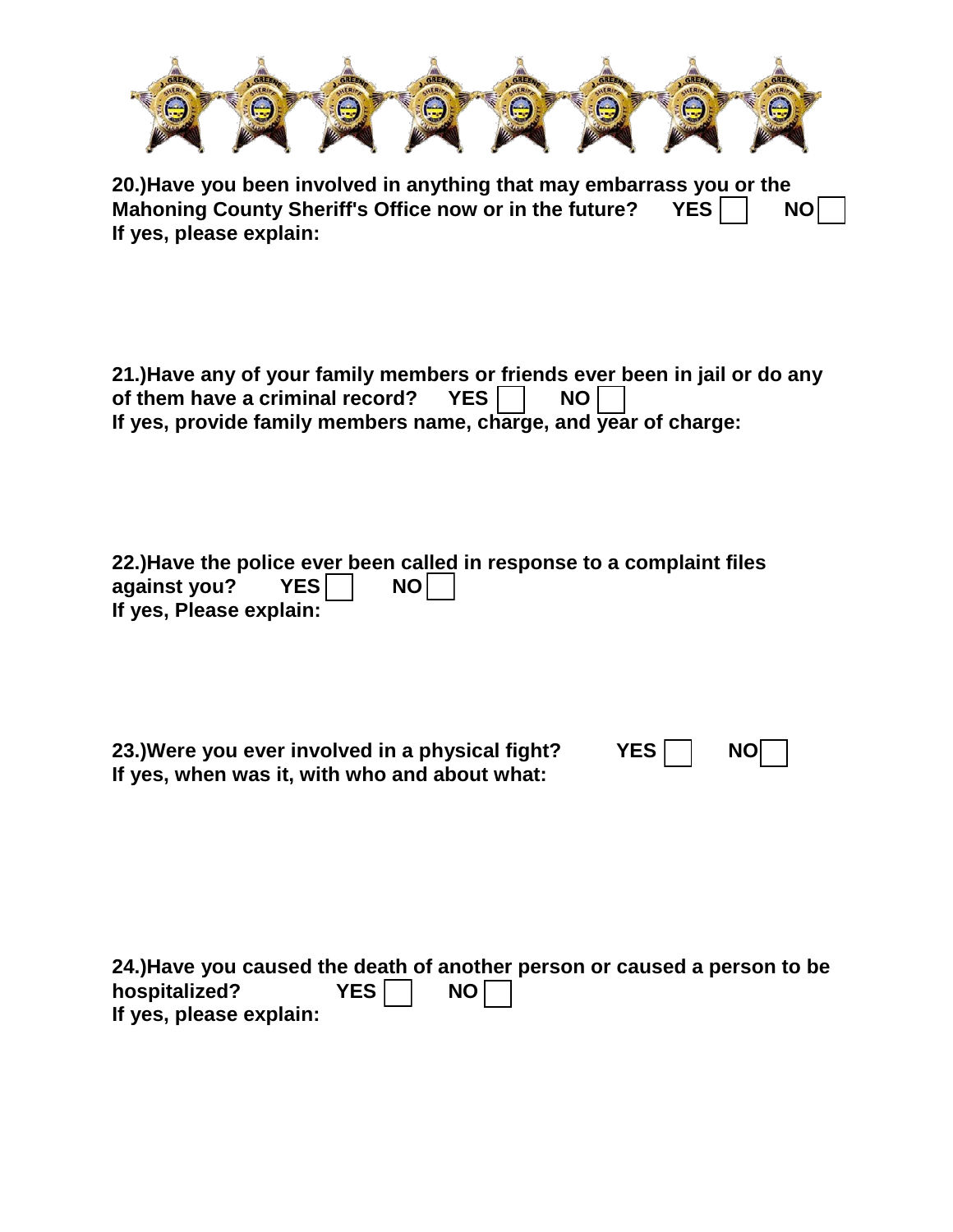**20.)Have you been involved in anything that may embarrass you or the Mahoning County Sheriff's Office now or in the future?** **YES** ☐ **NO** ☐
**If yes, please explain:**

**21.)Have any of your family members or friends ever been in jail or do any of them have a criminal record?** **YES** ☐ **NO** ☐
**If yes, provide family members name, charge, and year of charge:**

**22.)Have the police ever been called in response to a complaint files against you?** **YES** ☐ **NO** ☐
**If yes, Please explain:**

**23.)Were you ever involved in a physical fight?** **YES** ☐ **NO** ☐
**If yes, when was it, with who and about what:**

**24.)Have you caused the death of another person or caused a person to be hospitalized?** **YES** ☐ **NO** ☐
**If yes, please explain:**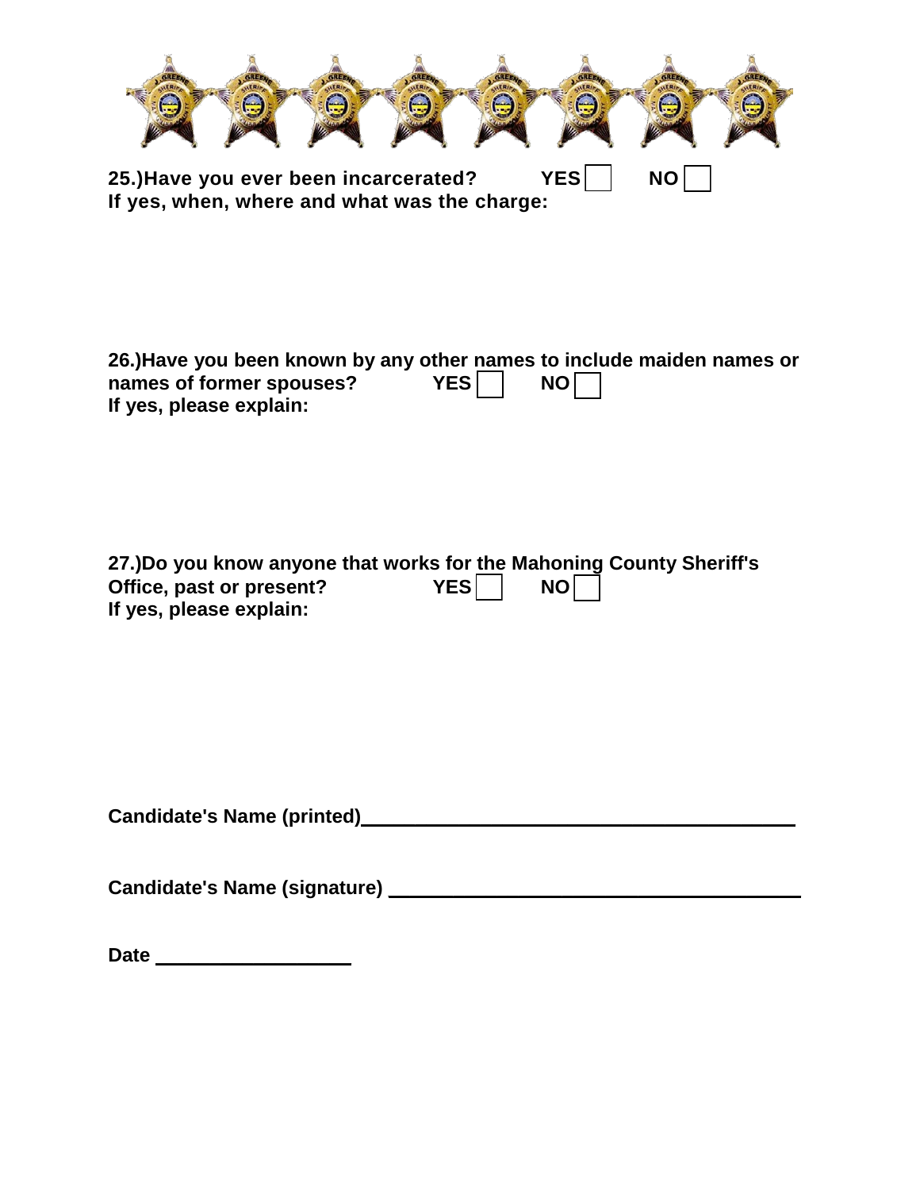**25.)Have you ever been incarcerated?** **YES** ☐ **NO** ☐
**If yes, when, where and what was the charge:**

**26.)Have you been known by any other names to include maiden names or names of former spouses?** **YES** ☐ **NO** ☐
**If yes, please explain:**

**27.)Do you know anyone that works for the Mahoning County Sheriff's Office, past or present?** **YES** ☐ **NO** ☐
**If yes, please explain:**

**Candidate's Name (printed)**\_\_\_\_\_\_\_\_\_\_\_\_\_\_\_\_\_\_\_\_\_\_\_\_\_\_\_\_\_\_\_\_\_\_\_\_\_\_\_\_

**Candidate's Name (signature)** \_\_\_\_\_\_\_\_\_\_\_\_\_\_\_\_\_\_\_\_\_\_\_\_\_\_\_\_\_\_\_\_\_\_\_\_\_\_\_\_

**Date** \_\_\_\_\_\_\_\_\_\_\_\_\_\_\_\_\_\_